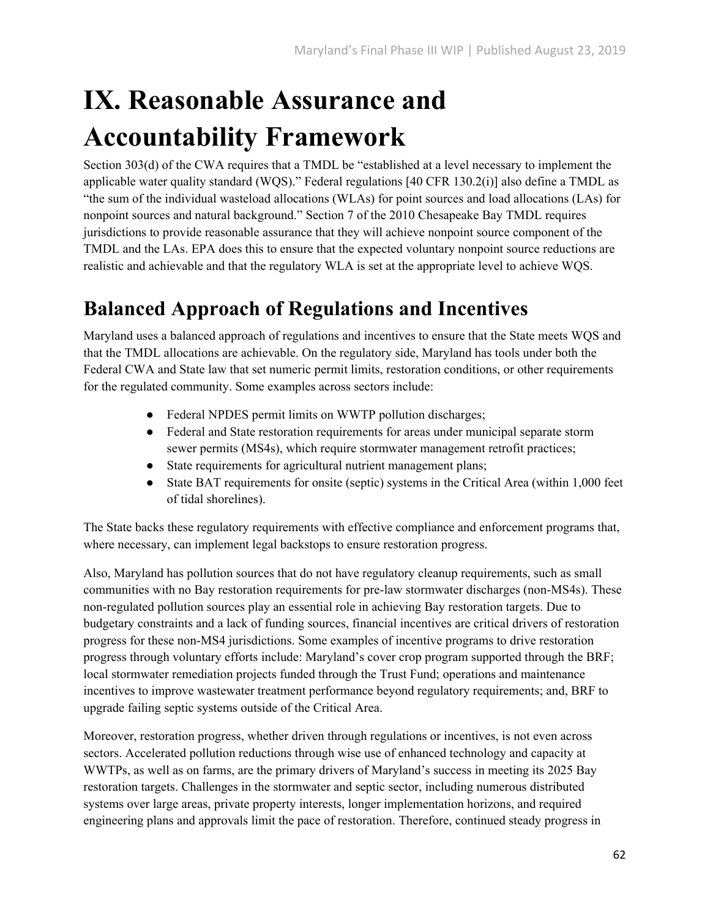# IX. Reasonable Assurance and Accountability Framework

Section 303(d) of the CWA requires that a TMDL be "established at a level necessary to implement the applicable water quality standard (WQS)." Federal regulations [40 CFR 130.2(i)] also define a TMDL as "the sum of the individual wasteload allocations (WLAs) for point sources and load allocations (LAs) for nonpoint sources and natural background." Section 7 of the 2010 Chesapeake Bay TMDL requires jurisdictions to provide reasonable assurance that they will achieve nonpoint source component of the TMDL and the LAs. EPA does this to ensure that the expected voluntary nonpoint source reductions are realistic and achievable and that the regulatory WLA is set at the appropriate level to achieve WQS.

## Balanced Approach of Regulations and Incentives

Maryland uses a balanced approach of regulations and incentives to ensure that the State meets WQS and that the TMDL allocations are achievable. On the regulatory side, Maryland has tools under both the Federal CWA and State law that set numeric permit limits, restoration conditions, or other requirements for the regulated community. Some examples across sectors include:

- Federal NPDES permit limits on WWTP pollution discharges;
- Federal and State restoration requirements for areas under municipal separate storm sewer permits (MS4s), which require stormwater management retrofit practices;
- State requirements for agricultural nutrient management plans;
- State BAT requirements for onsite (septic) systems in the Critical Area (within 1,000 feet of tidal shorelines).

The State backs these regulatory requirements with effective compliance and enforcement programs that, where necessary, can implement legal backstops to ensure restoration progress.

Also, Maryland has pollution sources that do not have regulatory cleanup requirements, such as small communities with no Bay restoration requirements for pre-law stormwater discharges (non-MS4s). These non-regulated pollution sources play an essential role in achieving Bay restoration targets. Due to budgetary constraints and a lack of funding sources, financial incentives are critical drivers of restoration progress for these non-MS4 jurisdictions. Some examples of incentive programs to drive restoration progress through voluntary efforts include: Maryland's cover crop program supported through the BRF; local stormwater remediation projects funded through the Trust Fund; operations and maintenance incentives to improve wastewater treatment performance beyond regulatory requirements; and, BRF to upgrade failing septic systems outside of the Critical Area.

Moreover, restoration progress, whether driven through regulations or incentives, is not even across sectors. Accelerated pollution reductions through wise use of enhanced technology and capacity at WWTPs, as well as on farms, are the primary drivers of Maryland's success in meeting its 2025 Bay restoration targets. Challenges in the stormwater and septic sector, including numerous distributed systems over large areas, private property interests, longer implementation horizons, and required engineering plans and approvals limit the pace of restoration. Therefore, continued steady progress in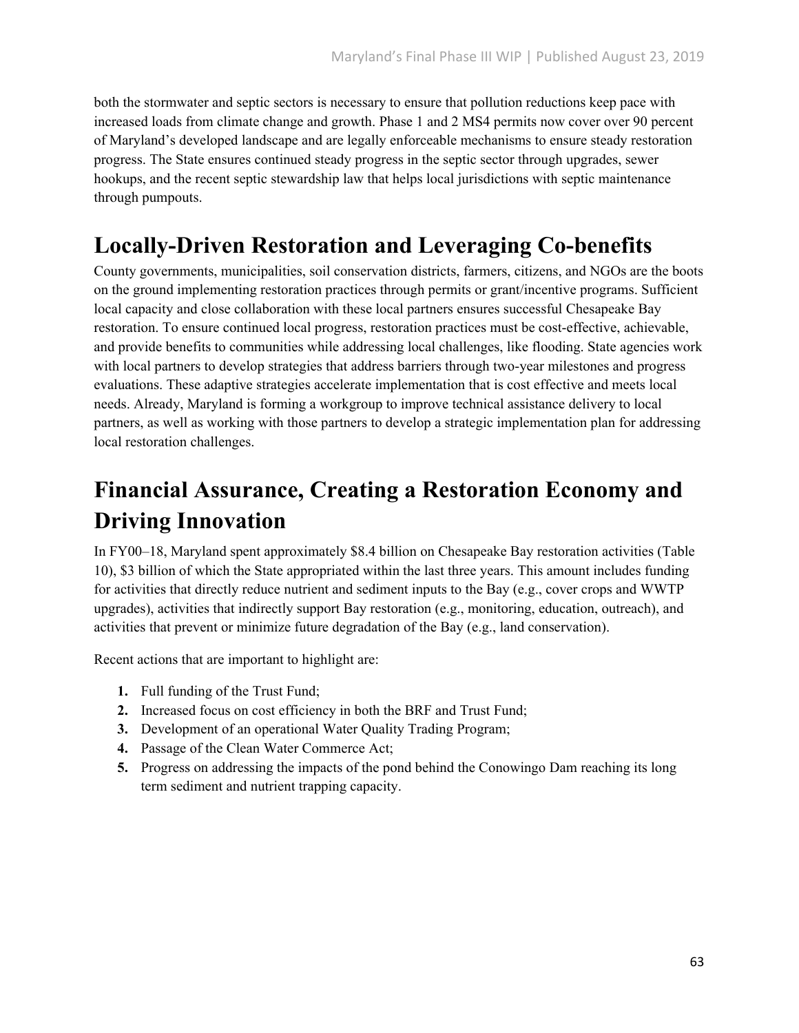both the stormwater and septic sectors is necessary to ensure that pollution reductions keep pace with increased loads from climate change and growth. Phase 1 and 2 MS4 permits now cover over 90 percent of Maryland's developed landscape and are legally enforceable mechanisms to ensure steady restoration progress. The State ensures continued steady progress in the septic sector through upgrades, sewer hookups, and the recent septic stewardship law that helps local jurisdictions with septic maintenance through pumpouts.

# Locally-Driven Restoration and Leveraging Co-benefits

County governments, municipalities, soil conservation districts, farmers, citizens, and NGOs are the boots on the ground implementing restoration practices through permits or grant/incentive programs. Sufficient local capacity and close collaboration with these local partners ensures successful Chesapeake Bay restoration. To ensure continued local progress, restoration practices must be cost-effective, achievable, and provide benefits to communities while addressing local challenges, like flooding. State agencies work with local partners to develop strategies that address barriers through two-year milestones and progress evaluations. These adaptive strategies accelerate implementation that is cost effective and meets local needs. Already, Maryland is forming a workgroup to improve technical assistance delivery to local partners, as well as working with those partners to develop a strategic implementation plan for addressing local restoration challenges.

# Financial Assurance, Creating a Restoration Economy and Driving Innovation

In FY00–18, Maryland spent approximately $8.4 billion on Chesapeake Bay restoration activities (Table 10), $3 billion of which the State appropriated within the last three years. This amount includes funding for activities that directly reduce nutrient and sediment inputs to the Bay (e.g., cover crops and WWTP upgrades), activities that indirectly support Bay restoration (e.g., monitoring, education, outreach), and activities that prevent or minimize future degradation of the Bay (e.g., land conservation).

Recent actions that are important to highlight are:

1. Full funding of the Trust Fund;
2. Increased focus on cost efficiency in both the BRF and Trust Fund;
3. Development of an operational Water Quality Trading Program;
4. Passage of the Clean Water Commerce Act;
5. Progress on addressing the impacts of the pond behind the Conowingo Dam reaching its long term sediment and nutrient trapping capacity.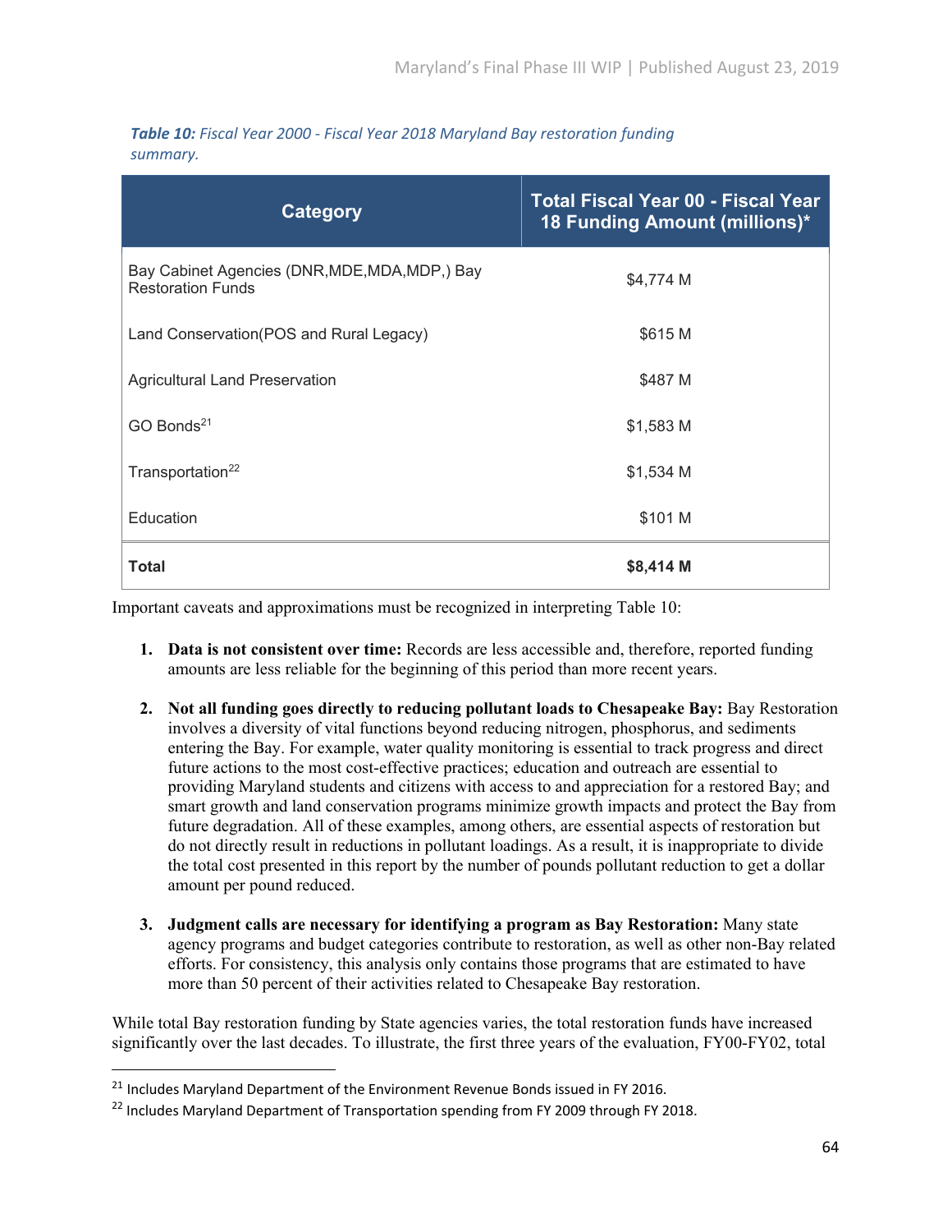***Table 10:*** *Fiscal Year 2000 - Fiscal Year 2018 Maryland Bay restoration funding summary.*

| Category | Total Fiscal Year 00 - Fiscal Year 18 Funding Amount (millions)* |
|---|---|
| Bay Cabinet Agencies (DNR,MDE,MDA,MDP,) Bay Restoration Funds | $4,774 M |
| Land Conservation(POS and Rural Legacy) | $615 M |
| Agricultural Land Preservation | $487 M |
| GO Bonds[21] | $1,583 M |
| Transportation[22] | $1,534 M |
| Education | $101 M |
| **Total** | **$8,414 M** |

Important caveats and approximations must be recognized in interpreting Table 10:

1. **Data is not consistent over time:** Records are less accessible and, therefore, reported funding amounts are less reliable for the beginning of this period than more recent years.

2. **Not all funding goes directly to reducing pollutant loads to Chesapeake Bay:** Bay Restoration involves a diversity of vital functions beyond reducing nitrogen, phosphorus, and sediments entering the Bay. For example, water quality monitoring is essential to track progress and direct future actions to the most cost-effective practices; education and outreach are essential to providing Maryland students and citizens with access to and appreciation for a restored Bay; and smart growth and land conservation programs minimize growth impacts and protect the Bay from future degradation. All of these examples, among others, are essential aspects of restoration but do not directly result in reductions in pollutant loadings. As a result, it is inappropriate to divide the total cost presented in this report by the number of pounds pollutant reduction to get a dollar amount per pound reduced.

3. **Judgment calls are necessary for identifying a program as Bay Restoration:** Many state agency programs and budget categories contribute to restoration, as well as other non-Bay related efforts. For consistency, this analysis only contains those programs that are estimated to have more than 50 percent of their activities related to Chesapeake Bay restoration.

While total Bay restoration funding by State agencies varies, the total restoration funds have increased significantly over the last decades. To illustrate, the first three years of the evaluation, FY00-FY02, total

[21] Includes Maryland Department of the Environment Revenue Bonds issued in FY 2016.

[22] Includes Maryland Department of Transportation spending from FY 2009 through FY 2018.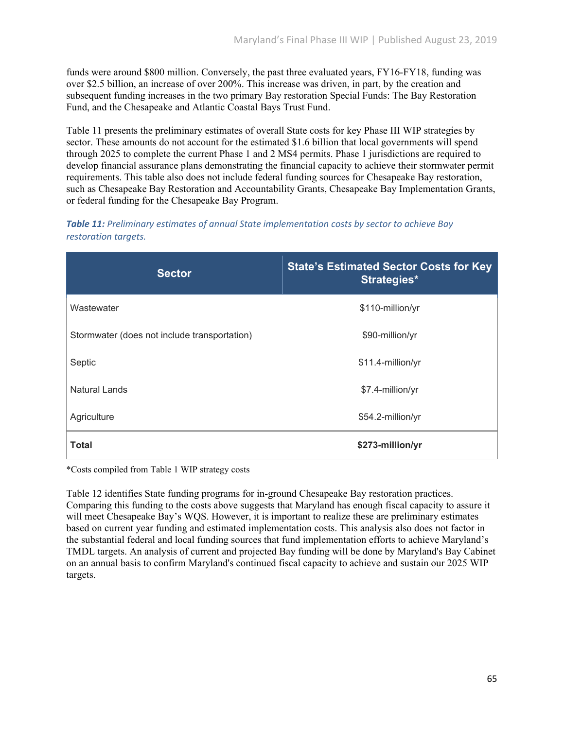funds were around $800 million. Conversely, the past three evaluated years, FY16-FY18, funding was over $2.5 billion, an increase of over 200%. This increase was driven, in part, by the creation and subsequent funding increases in the two primary Bay restoration Special Funds: The Bay Restoration Fund, and the Chesapeake and Atlantic Coastal Bays Trust Fund.

Table 11 presents the preliminary estimates of overall State costs for key Phase III WIP strategies by sector. These amounts do not account for the estimated $1.6 billion that local governments will spend through 2025 to complete the current Phase 1 and 2 MS4 permits. Phase 1 jurisdictions are required to develop financial assurance plans demonstrating the financial capacity to achieve their stormwater permit requirements. This table also does not include federal funding sources for Chesapeake Bay restoration, such as Chesapeake Bay Restoration and Accountability Grants, Chesapeake Bay Implementation Grants, or federal funding for the Chesapeake Bay Program.

***Table 11:*** *Preliminary estimates of annual State implementation costs by sector to achieve Bay restoration targets.*

| Sector | State's Estimated Sector Costs for Key Strategies* |
|---|---|
| Wastewater | $110-million/yr |
| Stormwater (does not include transportation) | $90-million/yr |
| Septic | $11.4-million/yr |
| Natural Lands | $7.4-million/yr |
| Agriculture | $54.2-million/yr |
| **Total** | **$273-million/yr** |

*Costs compiled from Table 1 WIP strategy costs

Table 12 identifies State funding programs for in-ground Chesapeake Bay restoration practices. Comparing this funding to the costs above suggests that Maryland has enough fiscal capacity to assure it will meet Chesapeake Bay's WQS. However, it is important to realize these are preliminary estimates based on current year funding and estimated implementation costs. This analysis also does not factor in the substantial federal and local funding sources that fund implementation efforts to achieve Maryland's TMDL targets. An analysis of current and projected Bay funding will be done by Maryland's Bay Cabinet on an annual basis to confirm Maryland's continued fiscal capacity to achieve and sustain our 2025 WIP targets.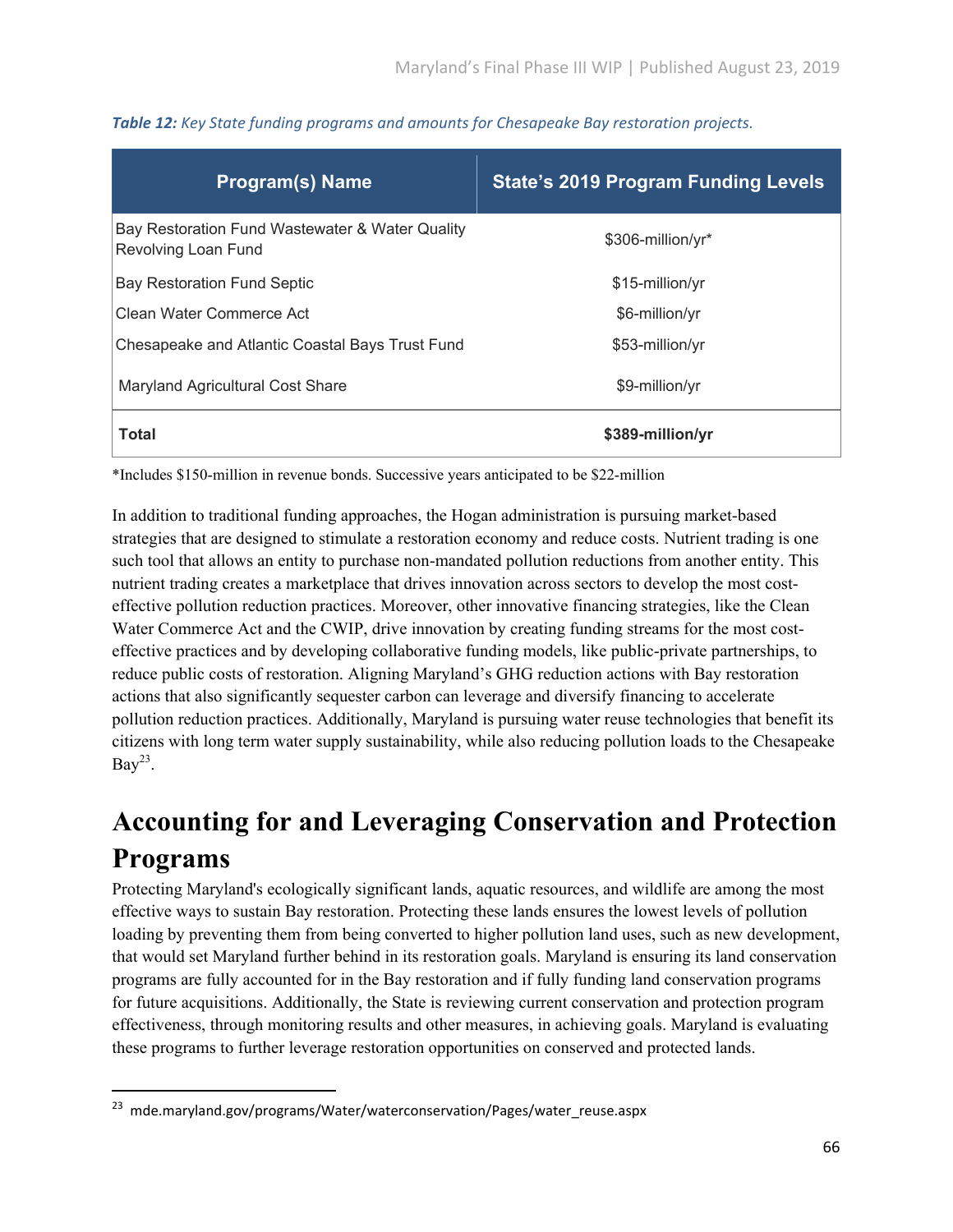***Table 12:** Key State funding programs and amounts for Chesapeake Bay restoration projects.*

| Program(s) Name | State's 2019 Program Funding Levels |
|---|---|
| Bay Restoration Fund Wastewater & Water Quality Revolving Loan Fund | $306-million/yr* |
| Bay Restoration Fund Septic | $15-million/yr |
| Clean Water Commerce Act | $6-million/yr |
| Chesapeake and Atlantic Coastal Bays Trust Fund | $53-million/yr |
| Maryland Agricultural Cost Share | $9-million/yr |
| **Total** | **$389-million/yr** |

*Includes $150-million in revenue bonds. Successive years anticipated to be $22-million

In addition to traditional funding approaches, the Hogan administration is pursuing market-based strategies that are designed to stimulate a restoration economy and reduce costs. Nutrient trading is one such tool that allows an entity to purchase non-mandated pollution reductions from another entity. This nutrient trading creates a marketplace that drives innovation across sectors to develop the most cost-effective pollution reduction practices. Moreover, other innovative financing strategies, like the Clean Water Commerce Act and the CWIP, drive innovation by creating funding streams for the most cost-effective practices and by developing collaborative funding models, like public-private partnerships, to reduce public costs of restoration. Aligning Maryland's GHG reduction actions with Bay restoration actions that also significantly sequester carbon can leverage and diversify financing to accelerate pollution reduction practices. Additionally, Maryland is pursuing water reuse technologies that benefit its citizens with long term water supply sustainability, while also reducing pollution loads to the Chesapeake Bay[23].

# Accounting for and Leveraging Conservation and Protection Programs

Protecting Maryland's ecologically significant lands, aquatic resources, and wildlife are among the most effective ways to sustain Bay restoration. Protecting these lands ensures the lowest levels of pollution loading by preventing them from being converted to higher pollution land uses, such as new development, that would set Maryland further behind in its restoration goals. Maryland is ensuring its land conservation programs are fully accounted for in the Bay restoration and if fully funding land conservation programs for future acquisitions. Additionally, the State is reviewing current conservation and protection program effectiveness, through monitoring results and other measures, in achieving goals. Maryland is evaluating these programs to further leverage restoration opportunities on conserved and protected lands.

[23] mde.maryland.gov/programs/Water/waterconservation/Pages/water_reuse.aspx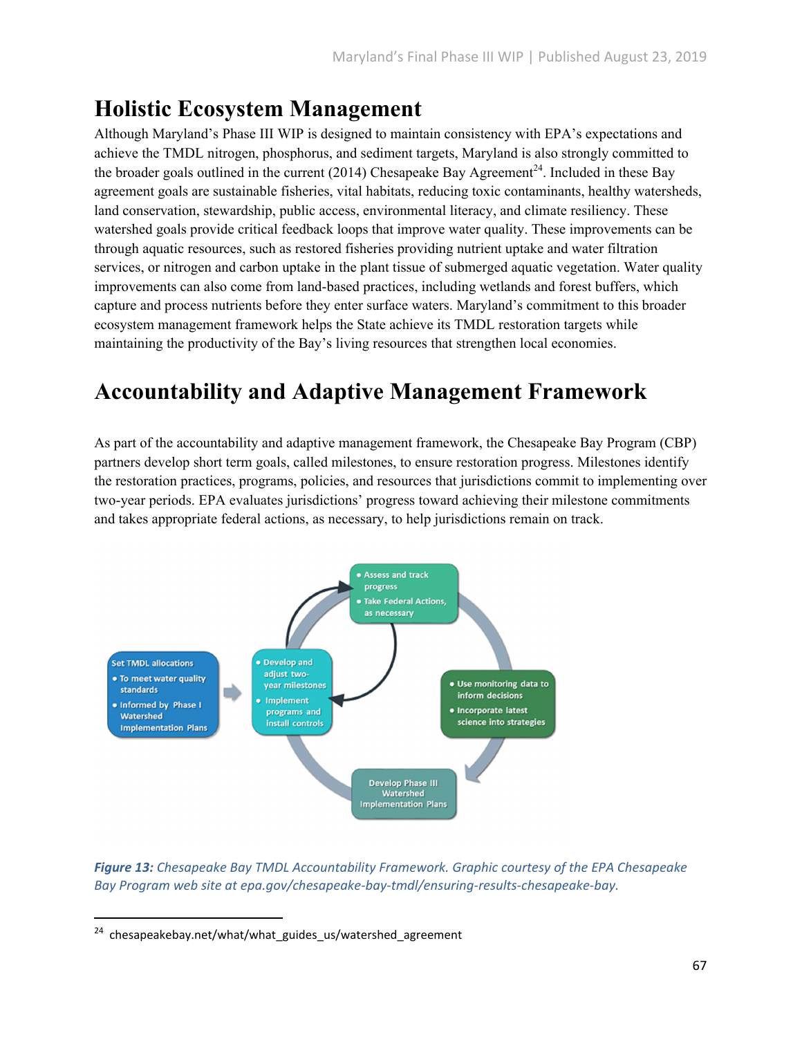# Holistic Ecosystem Management

Although Maryland's Phase III WIP is designed to maintain consistency with EPA's expectations and achieve the TMDL nitrogen, phosphorus, and sediment targets, Maryland is also strongly committed to the broader goals outlined in the current (2014) Chesapeake Bay Agreement[24]. Included in these Bay agreement goals are sustainable fisheries, vital habitats, reducing toxic contaminants, healthy watersheds, land conservation, stewardship, public access, environmental literacy, and climate resiliency. These watershed goals provide critical feedback loops that improve water quality. These improvements can be through aquatic resources, such as restored fisheries providing nutrient uptake and water filtration services, or nitrogen and carbon uptake in the plant tissue of submerged aquatic vegetation. Water quality improvements can also come from land-based practices, including wetlands and forest buffers, which capture and process nutrients before they enter surface waters. Maryland's commitment to this broader ecosystem management framework helps the State achieve its TMDL restoration targets while maintaining the productivity of the Bay's living resources that strengthen local economies.

# Accountability and Adaptive Management Framework

As part of the accountability and adaptive management framework, the Chesapeake Bay Program (CBP) partners develop short term goals, called milestones, to ensure restoration progress. Milestones identify the restoration practices, programs, policies, and resources that jurisdictions commit to implementing over two-year periods. EPA evaluates jurisdictions' progress toward achieving their milestone commitments and takes appropriate federal actions, as necessary, to help jurisdictions remain on track.

*Figure 13: Chesapeake Bay TMDL Accountability Framework. Graphic courtesy of the EPA Chesapeake Bay Program web site at epa.gov/chesapeake-bay-tmdl/ensuring-results-chesapeake-bay.*

[24] chesapeakebay.net/what/what_guides_us/watershed_agreement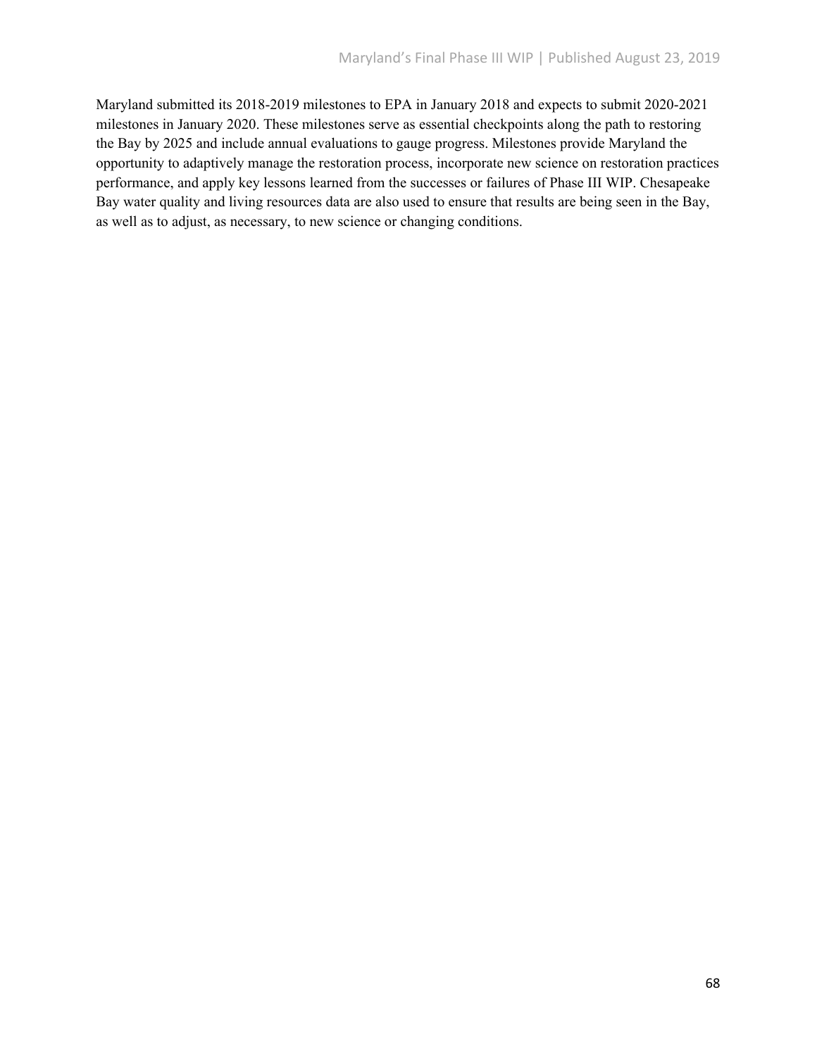Maryland submitted its 2018-2019 milestones to EPA in January 2018 and expects to submit 2020-2021 milestones in January 2020. These milestones serve as essential checkpoints along the path to restoring the Bay by 2025 and include annual evaluations to gauge progress. Milestones provide Maryland the opportunity to adaptively manage the restoration process, incorporate new science on restoration practices performance, and apply key lessons learned from the successes or failures of Phase III WIP. Chesapeake Bay water quality and living resources data are also used to ensure that results are being seen in the Bay, as well as to adjust, as necessary, to new science or changing conditions.